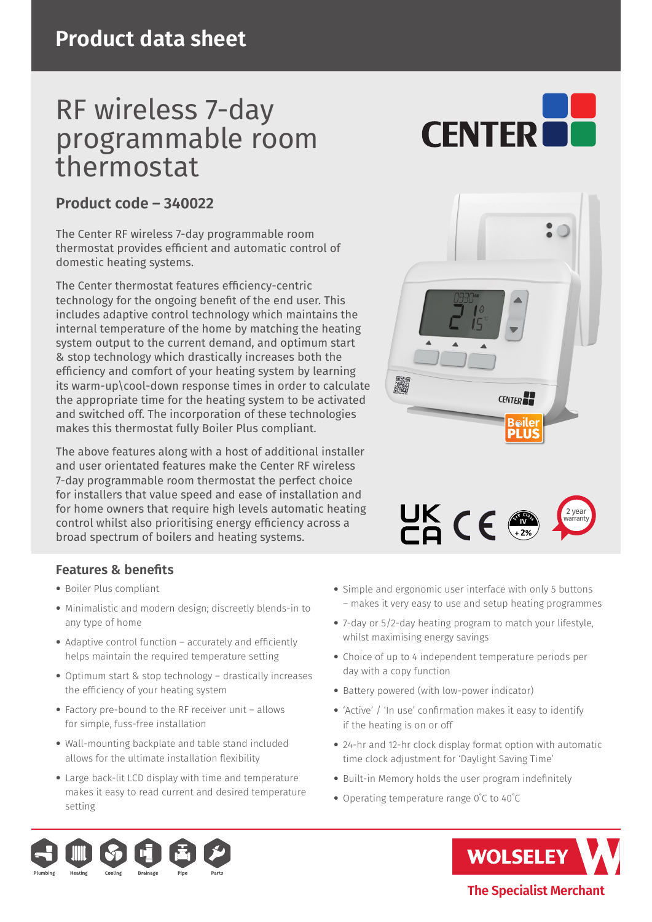# Product data sheet

## RF wireless 7-day programmable room thermostat

### Product code – 340022

The Center RF wireless 7-day programmable room thermostat provides efficient and automatic control of domestic heating systems.

The Center thermostat features efficiency-centric technology for the ongoing benefit of the end user. This includes adaptive control technology which maintains the internal temperature of the home by matching the heating system output to the current demand, and optimum start & stop technology which drastically increases both the efficiency and comfort of your heating system by learning its warm-up\cool-down response times in order to calculate the appropriate time for the heating system to be activated and switched off. The incorporation of these technologies makes this thermostat fully Boiler Plus compliant.

The above features along with a host of additional installer and user orientated features make the Center RF wireless 7-day programmable room thermostat the perfect choice for installers that value speed and ease of installation and for home owners that require high levels automatic heating control whilst also prioritising energy efficiency across a broad spectrum of boilers and heating systems.

2 year warranty

### Features & benefits

- Boiler Plus compliant
- Minimalistic and modern design; discreetly blends-in to any type of home
- Adaptive control function – accurately and efficiently helps maintain the required temperature setting
- Optimum start & stop technology – drastically increases the efficiency of your heating system
- Factory pre-bound to the RF receiver unit – allows for simple, fuss-free installation
- Wall-mounting backplate and table stand included allows for the ultimate installation flexibility
- Large back-lit LCD display with time and temperature makes it easy to read current and desired temperature setting
- Simple and ergonomic user interface with only 5 buttons – makes it very easy to use and setup heating programmes
- 7-day or 5/2-day heating program to match your lifestyle, whilst maximising energy savings
- Choice of up to 4 independent temperature periods per day with a copy function
- Battery powered (with low-power indicator)
- 'Active' / 'In use' confirmation makes it easy to identify if the heating is on or off
- 24-hr and 12-hr clock display format option with automatic time clock adjustment for 'Daylight Saving Time'
- Built-in Memory holds the user program indefinitely
- Operating temperature range 0˚C to 40˚C

Plumbing Heating Cooling Drainage Pipe Parts

WOLSELEY The Specialist Merchant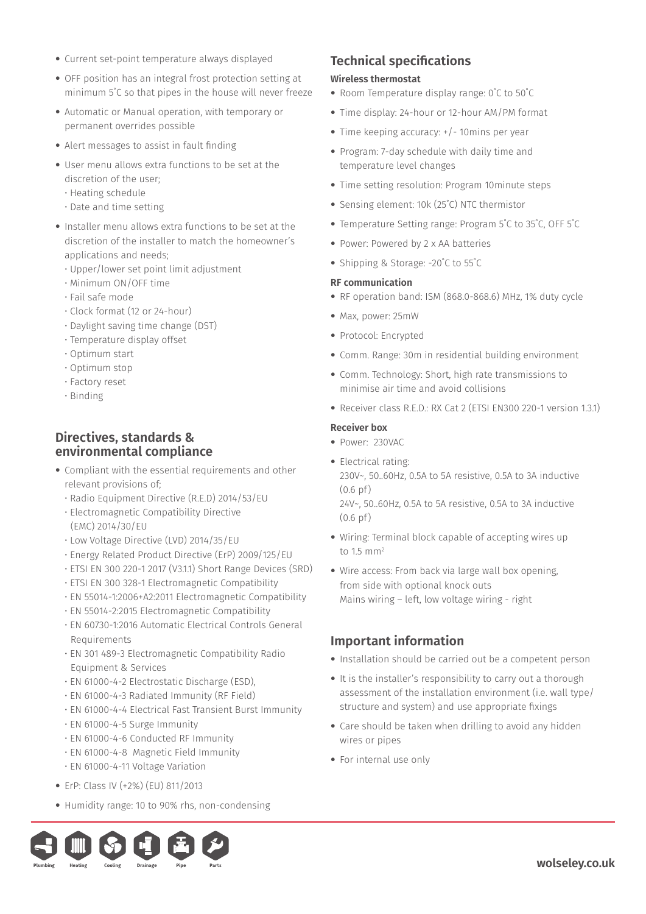- Current set-point temperature always displayed
- OFF position has an integral frost protection setting at minimum 5˚C so that pipes in the house will never freeze
- Automatic or Manual operation, with temporary or permanent overrides possible
- Alert messages to assist in fault finding
- User menu allows extra functions to be set at the discretion of the user;
  - Heating schedule
  - Date and time setting
- Installer menu allows extra functions to be set at the discretion of the installer to match the homeowner's applications and needs;
  - Upper/lower set point limit adjustment
  - Minimum ON/OFF time
  - Fail safe mode
  - Clock format (12 or 24-hour)
  - Daylight saving time change (DST)
  - Temperature display offset
  - Optimum start
  - Optimum stop
  - Factory reset
  - Binding

## Directives, standards & environmental compliance

- Compliant with the essential requirements and other relevant provisions of;
  - Radio Equipment Directive (R.E.D) 2014/53/EU
  - Electromagnetic Compatibility Directive (EMC) 2014/30/EU
  - Low Voltage Directive (LVD) 2014/35/EU
  - Energy Related Product Directive (ErP) 2009/125/EU
  - ETSI EN 300 220-1 2017 (V3.1.1) Short Range Devices (SRD)
  - ETSI EN 300 328-1 Electromagnetic Compatibility
  - EN 55014-1:2006+A2:2011 Electromagnetic Compatibility
  - EN 55014-2:2015 Electromagnetic Compatibility
  - EN 60730-1:2016 Automatic Electrical Controls General Requirements
  - EN 301 489-3 Electromagnetic Compatibility Radio Equipment & Services
  - EN 61000-4-2 Electrostatic Discharge (ESD),
  - EN 61000-4-3 Radiated Immunity (RF Field)
  - EN 61000-4-4 Electrical Fast Transient Burst Immunity
  - EN 61000-4-5 Surge Immunity
  - EN 61000-4-6 Conducted RF Immunity
  - EN 61000-4-8 Magnetic Field Immunity
  - EN 61000-4-11 Voltage Variation
- ErP: Class IV (+2%) (EU) 811/2013
- Humidity range: 10 to 90% rhs, non-condensing

## Technical specifications

### Wireless thermostat

- Room Temperature display range: 0˚C to 50˚C
- Time display: 24-hour or 12-hour AM/PM format
- Time keeping accuracy: +/- 10mins per year
- Program: 7-day schedule with daily time and temperature level changes
- Time setting resolution: Program 10minute steps
- Sensing element: 10k (25˚C) NTC thermistor
- Temperature Setting range: Program 5˚C to 35˚C, OFF 5˚C
- Power: Powered by 2 x AA batteries
- Shipping & Storage: -20˚C to 55˚C

### RF communication

- RF operation band: ISM (868.0-868.6) MHz, 1% duty cycle
- Max, power: 25mW
- Protocol: Encrypted
- Comm. Range: 30m in residential building environment
- Comm. Technology: Short, high rate transmissions to minimise air time and avoid collisions
- Receiver class R.E.D.: RX Cat 2 (ETSI EN300 220-1 version 1.3.1)

### Receiver box

- Power: 230VAC
- Electrical rating:
  230V~, 50..60Hz, 0.5A to 5A resistive, 0.5A to 3A inductive (0.6 pf)
  24V~, 50..60Hz, 0.5A to 5A resistive, 0.5A to 3A inductive (0.6 pf)
- Wiring: Terminal block capable of accepting wires up to 1.5 mm$^2$
- Wire access: From back via large wall box opening, from side with optional knock outs
  Mains wiring – left, low voltage wiring - right

## Important information

- Installation should be carried out be a competent person
- It is the installer's responsibility to carry out a thorough assessment of the installation environment (i.e. wall type/structure and system) and use appropriate fixings
- Care should be taken when drilling to avoid any hidden wires or pipes
- For internal use only

Plumbing Heating Cooling Drainage Pipe Parts

wolseley.co.uk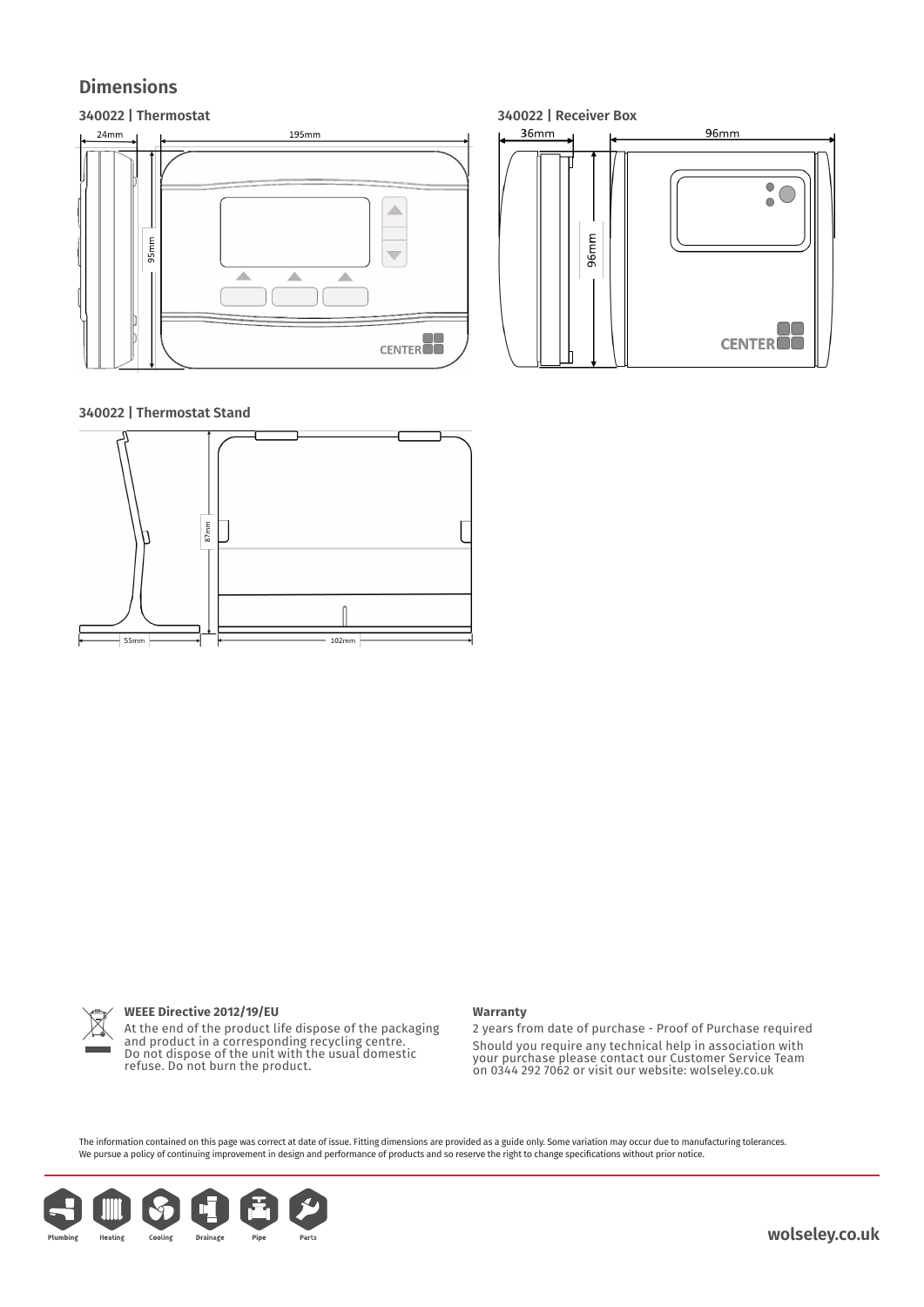## Dimensions

### 340022 | Thermostat

24mm

195mm

95mm

CENTER

### 340022 | Receiver Box

36mm

96mm

96mm

CENTER

### 340022 | Thermostat Stand

87mm

55mm

102mm

**WEEE Directive 2012/19/EU**

At the end of the product life dispose of the packaging and product in a corresponding recycling centre. Do not dispose of the unit with the usual domestic refuse. Do not burn the product.

**Warranty**

2 years from date of purchase - Proof of Purchase required

Should you require any technical help in association with your purchase please contact our Customer Service Team on 0344 292 7062 or visit our website: wolseley.co.uk

The information contained on this page was correct at date of issue. Fitting dimensions are provided as a guide only. Some variation may occur due to manufacturing tolerances. We pursue a policy of continuing improvement in design and performance of products and so reserve the right to change specifications without prior notice.

Plumbing Heating Cooling Drainage Pipe Parts

wolseley.co.uk